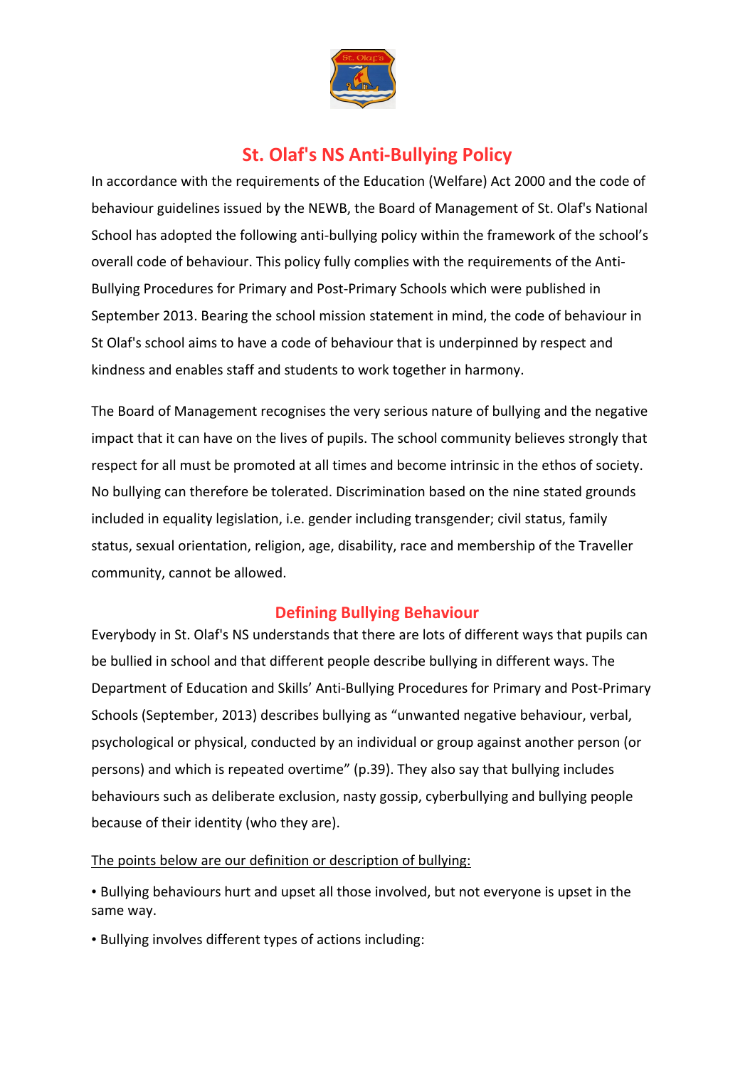# St. Olaf's NS Anti-Bullying Policy

In accordance with the requirements of the Education (Welfare) Act 2000 and the code of behaviour guidelines issued by the NEWB, the Board of Management of St. Olaf's National School has adopted the following anti-bullying policy within the framework of the school's overall code of behaviour. This policy fully complies with the requirements of the Anti-Bullying Procedures for Primary and Post-Primary Schools which were published in September 2013. Bearing the school mission statement in mind, the code of behaviour in St Olaf's school aims to have a code of behaviour that is underpinned by respect and kindness and enables staff and students to work together in harmony.

The Board of Management recognises the very serious nature of bullying and the negative impact that it can have on the lives of pupils. The school community believes strongly that respect for all must be promoted at all times and become intrinsic in the ethos of society. No bullying can therefore be tolerated. Discrimination based on the nine stated grounds included in equality legislation, i.e. gender including transgender; civil status, family status, sexual orientation, religion, age, disability, race and membership of the Traveller community, cannot be allowed.

## Defining Bullying Behaviour

Everybody in St. Olaf's NS understands that there are lots of different ways that pupils can be bullied in school and that different people describe bullying in different ways. The Department of Education and Skills' Anti-Bullying Procedures for Primary and Post-Primary Schools (September, 2013) describes bullying as "unwanted negative behaviour, verbal, psychological or physical, conducted by an individual or group against another person (or persons) and which is repeated overtime" (p.39). They also say that bullying includes behaviours such as deliberate exclusion, nasty gossip, cyberbullying and bullying people because of their identity (who they are).

<u>The points below are our definition or description of bullying:</u>

- Bullying behaviours hurt and upset all those involved, but not everyone is upset in the same way.
- Bullying involves different types of actions including: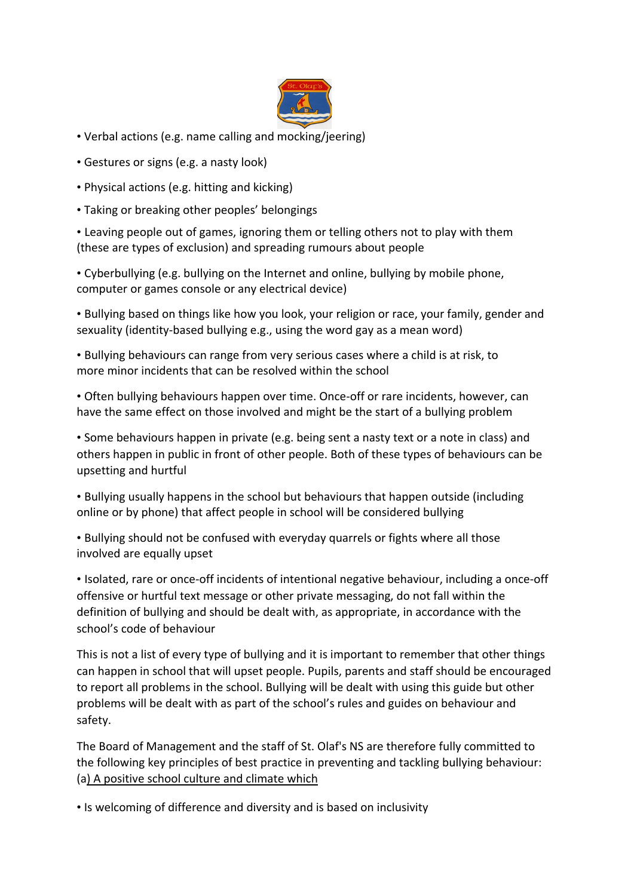- Verbal actions (e.g. name calling and mocking/jeering)
- Gestures or signs (e.g. a nasty look)
- Physical actions (e.g. hitting and kicking)
- Taking or breaking other peoples' belongings
- Leaving people out of games, ignoring them or telling others not to play with them (these are types of exclusion) and spreading rumours about people
- Cyberbullying (e.g. bullying on the Internet and online, bullying by mobile phone, computer or games console or any electrical device)
- Bullying based on things like how you look, your religion or race, your family, gender and sexuality (identity-based bullying e.g., using the word gay as a mean word)
- Bullying behaviours can range from very serious cases where a child is at risk, to more minor incidents that can be resolved within the school
- Often bullying behaviours happen over time. Once-off or rare incidents, however, can have the same effect on those involved and might be the start of a bullying problem
- Some behaviours happen in private (e.g. being sent a nasty text or a note in class) and others happen in public in front of other people. Both of these types of behaviours can be upsetting and hurtful
- Bullying usually happens in the school but behaviours that happen outside (including online or by phone) that affect people in school will be considered bullying
- Bullying should not be confused with everyday quarrels or fights where all those involved are equally upset
- Isolated, rare or once-off incidents of intentional negative behaviour, including a once-off offensive or hurtful text message or other private messaging, do not fall within the definition of bullying and should be dealt with, as appropriate, in accordance with the school's code of behaviour

This is not a list of every type of bullying and it is important to remember that other things can happen in school that will upset people. Pupils, parents and staff should be encouraged to report all problems in the school. Bullying will be dealt with using this guide but other problems will be dealt with as part of the school's rules and guides on behaviour and safety.

The Board of Management and the staff of St. Olaf's NS are therefore fully committed to the following key principles of best practice in preventing and tackling bullying behaviour:
(a) A positive school culture and climate which

- Is welcoming of difference and diversity and is based on inclusivity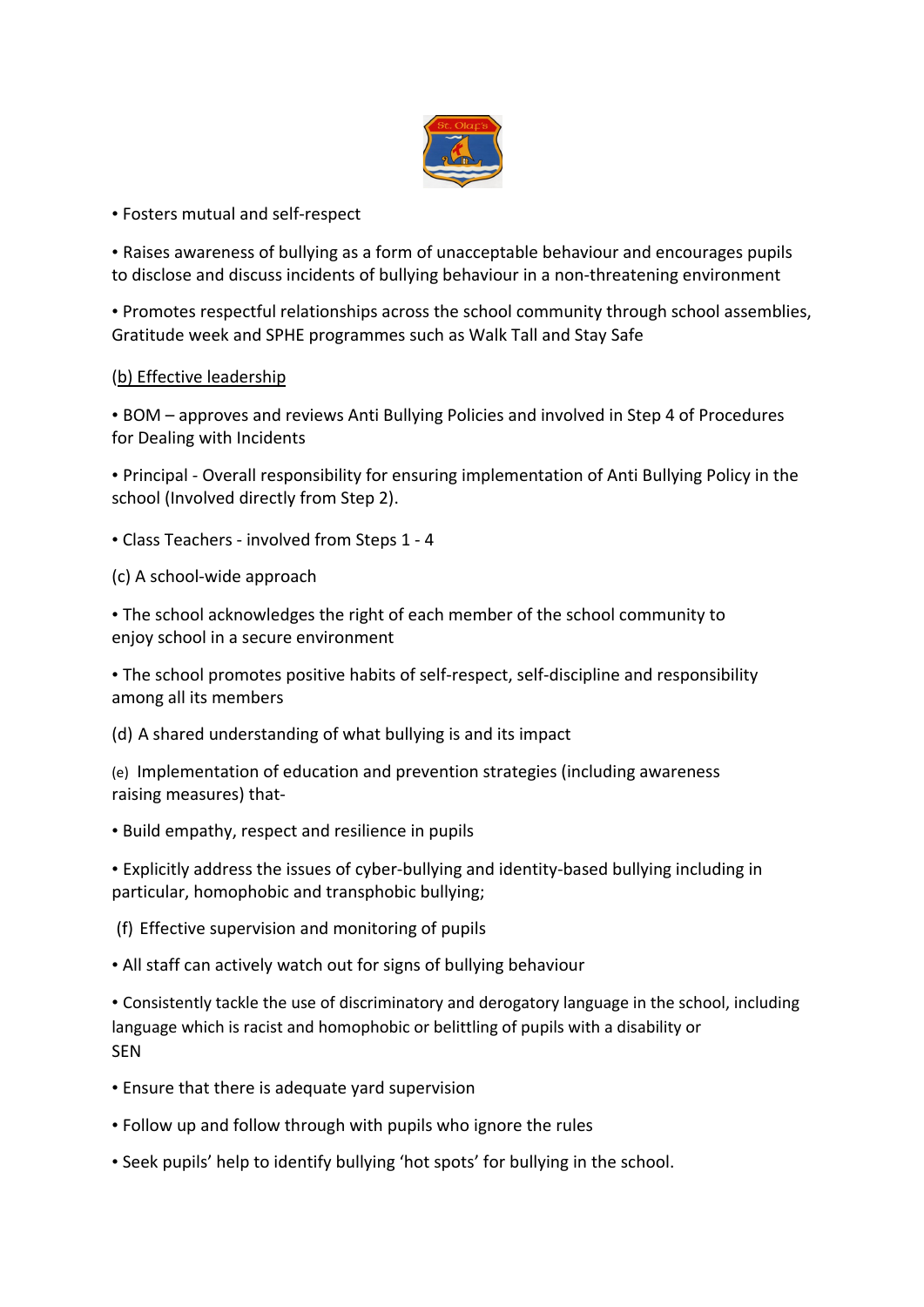• Fosters mutual and self-respect

• Raises awareness of bullying as a form of unacceptable behaviour and encourages pupils to disclose and discuss incidents of bullying behaviour in a non-threatening environment

• Promotes respectful relationships across the school community through school assemblies, Gratitude week and SPHE programmes such as Walk Tall and Stay Safe

(b) Effective leadership

• BOM – approves and reviews Anti Bullying Policies and involved in Step 4 of Procedures for Dealing with Incidents

• Principal - Overall responsibility for ensuring implementation of Anti Bullying Policy in the school (Involved directly from Step 2).

• Class Teachers - involved from Steps 1 - 4

(c) A school-wide approach

• The school acknowledges the right of each member of the school community to enjoy school in a secure environment

• The school promotes positive habits of self-respect, self-discipline and responsibility among all its members

(d) A shared understanding of what bullying is and its impact

(e) Implementation of education and prevention strategies (including awareness raising measures) that-

• Build empathy, respect and resilience in pupils

• Explicitly address the issues of cyber-bullying and identity-based bullying including in particular, homophobic and transphobic bullying;

(f) Effective supervision and monitoring of pupils

• All staff can actively watch out for signs of bullying behaviour

• Consistently tackle the use of discriminatory and derogatory language in the school, including language which is racist and homophobic or belittling of pupils with a disability or SEN

• Ensure that there is adequate yard supervision

• Follow up and follow through with pupils who ignore the rules

• Seek pupils' help to identify bullying 'hot spots' for bullying in the school.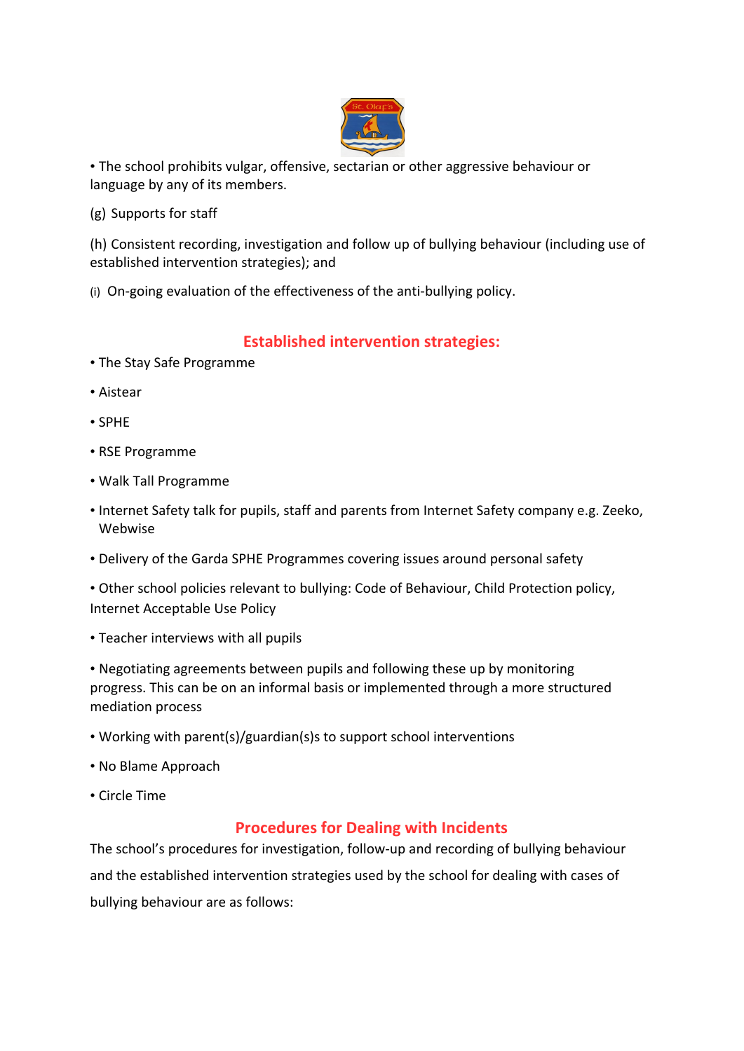• The school prohibits vulgar, offensive, sectarian or other aggressive behaviour or language by any of its members.

(g) Supports for staff

(h) Consistent recording, investigation and follow up of bullying behaviour (including use of established intervention strategies); and

(i) On-going evaluation of the effectiveness of the anti-bullying policy.

## Established intervention strategies:

- The Stay Safe Programme
- Aistear
- SPHE
- RSE Programme
- Walk Tall Programme
- Internet Safety talk for pupils, staff and parents from Internet Safety company e.g. Zeeko, Webwise
- Delivery of the Garda SPHE Programmes covering issues around personal safety
- Other school policies relevant to bullying: Code of Behaviour, Child Protection policy, Internet Acceptable Use Policy
- Teacher interviews with all pupils
- Negotiating agreements between pupils and following these up by monitoring progress. This can be on an informal basis or implemented through a more structured mediation process
- Working with parent(s)/guardian(s)s to support school interventions
- No Blame Approach
- Circle Time

## Procedures for Dealing with Incidents

The school's procedures for investigation, follow-up and recording of bullying behaviour and the established intervention strategies used by the school for dealing with cases of bullying behaviour are as follows: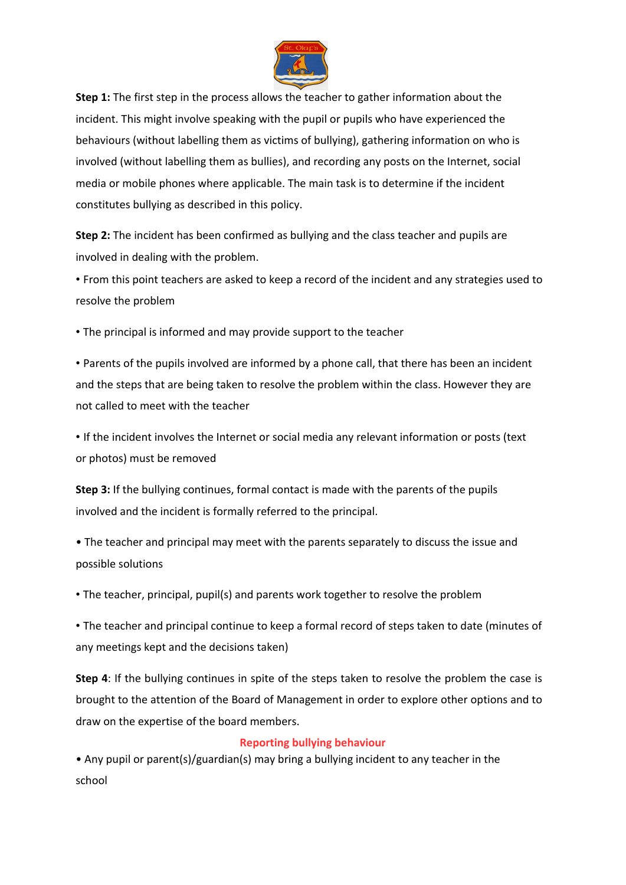**Step 1:** The first step in the process allows the teacher to gather information about the incident. This might involve speaking with the pupil or pupils who have experienced the behaviours (without labelling them as victims of bullying), gathering information on who is involved (without labelling them as bullies), and recording any posts on the Internet, social media or mobile phones where applicable. The main task is to determine if the incident constitutes bullying as described in this policy.

**Step 2:** The incident has been confirmed as bullying and the class teacher and pupils are involved in dealing with the problem.

• From this point teachers are asked to keep a record of the incident and any strategies used to resolve the problem

• The principal is informed and may provide support to the teacher

• Parents of the pupils involved are informed by a phone call, that there has been an incident and the steps that are being taken to resolve the problem within the class. However they are not called to meet with the teacher

• If the incident involves the Internet or social media any relevant information or posts (text or photos) must be removed

**Step 3:** If the bullying continues, formal contact is made with the parents of the pupils involved and the incident is formally referred to the principal.

• The teacher and principal may meet with the parents separately to discuss the issue and possible solutions

• The teacher, principal, pupil(s) and parents work together to resolve the problem

• The teacher and principal continue to keep a formal record of steps taken to date (minutes of any meetings kept and the decisions taken)

**Step 4**: If the bullying continues in spite of the steps taken to resolve the problem the case is brought to the attention of the Board of Management in order to explore other options and to draw on the expertise of the board members.

## Reporting bullying behaviour

• Any pupil or parent(s)/guardian(s) may bring a bullying incident to any teacher in the school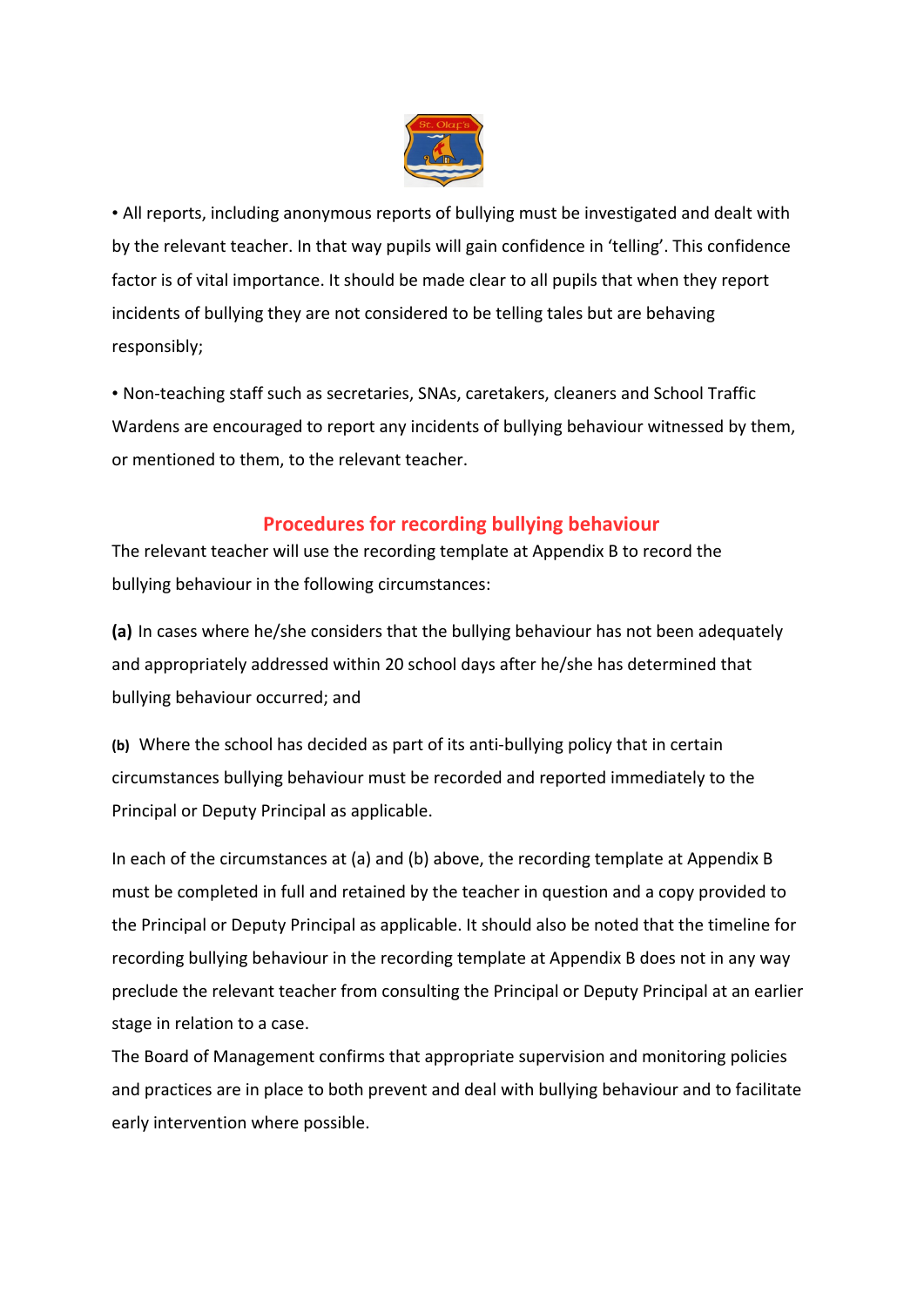- All reports, including anonymous reports of bullying must be investigated and dealt with by the relevant teacher. In that way pupils will gain confidence in 'telling'. This confidence factor is of vital importance. It should be made clear to all pupils that when they report incidents of bullying they are not considered to be telling tales but are behaving responsibly;

- Non-teaching staff such as secretaries, SNAs, caretakers, cleaners and School Traffic Wardens are encouraged to report any incidents of bullying behaviour witnessed by them, or mentioned to them, to the relevant teacher.

## Procedures for recording bullying behaviour

The relevant teacher will use the recording template at Appendix B to record the bullying behaviour in the following circumstances:

**(a)** In cases where he/she considers that the bullying behaviour has not been adequately and appropriately addressed within 20 school days after he/she has determined that bullying behaviour occurred; and

**(b)** Where the school has decided as part of its anti-bullying policy that in certain circumstances bullying behaviour must be recorded and reported immediately to the Principal or Deputy Principal as applicable.

In each of the circumstances at (a) and (b) above, the recording template at Appendix B must be completed in full and retained by the teacher in question and a copy provided to the Principal or Deputy Principal as applicable. It should also be noted that the timeline for recording bullying behaviour in the recording template at Appendix B does not in any way preclude the relevant teacher from consulting the Principal or Deputy Principal at an earlier stage in relation to a case.

The Board of Management confirms that appropriate supervision and monitoring policies and practices are in place to both prevent and deal with bullying behaviour and to facilitate early intervention where possible.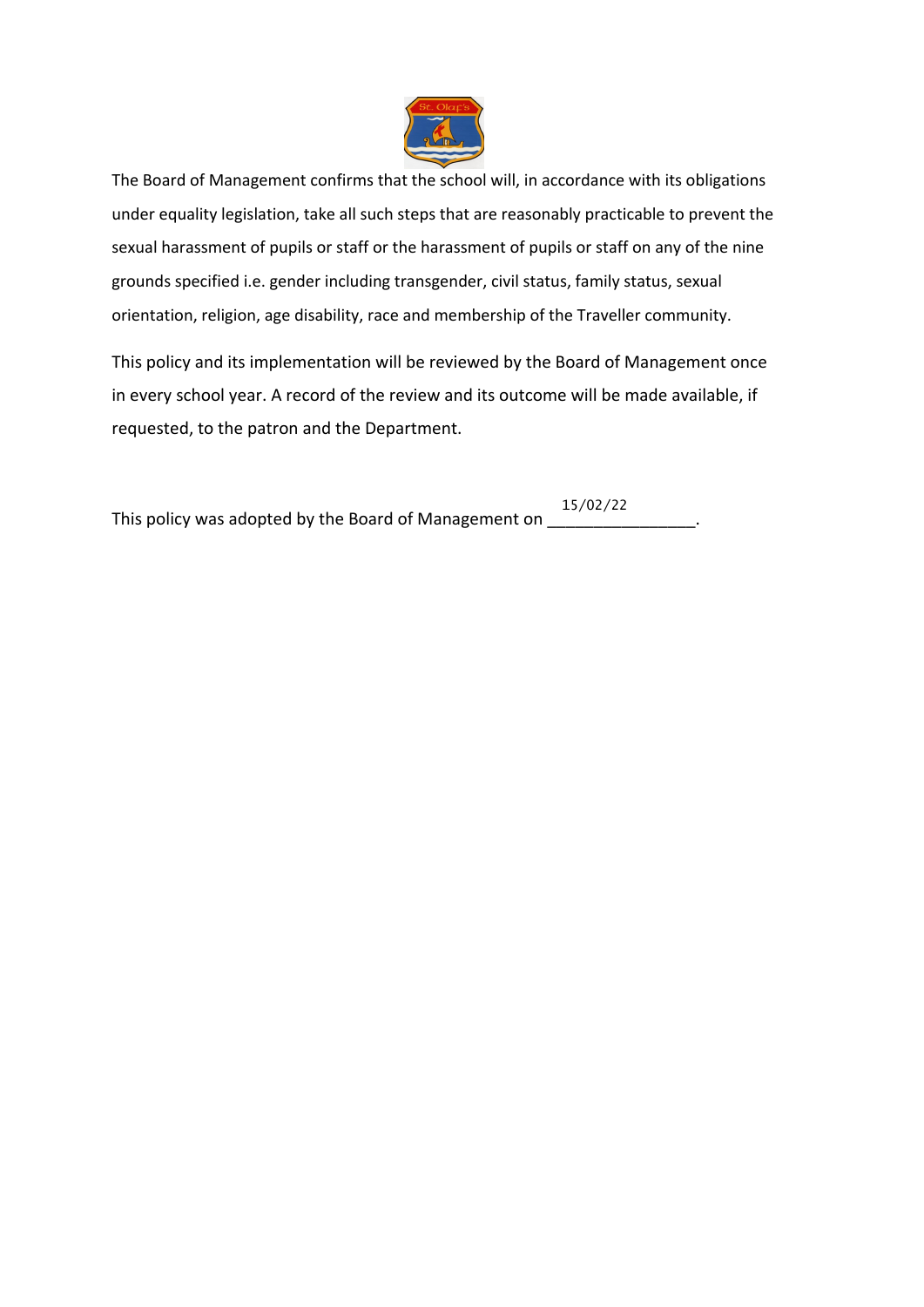The Board of Management confirms that the school will, in accordance with its obligations under equality legislation, take all such steps that are reasonably practicable to prevent the sexual harassment of pupils or staff or the harassment of pupils or staff on any of the nine grounds specified i.e. gender including transgender, civil status, family status, sexual orientation, religion, age disability, race and membership of the Traveller community.

This policy and its implementation will be reviewed by the Board of Management once in every school year. A record of the review and its outcome will be made available, if requested, to the patron and the Department.

This policy was adopted by the Board of Management on 15/02/22.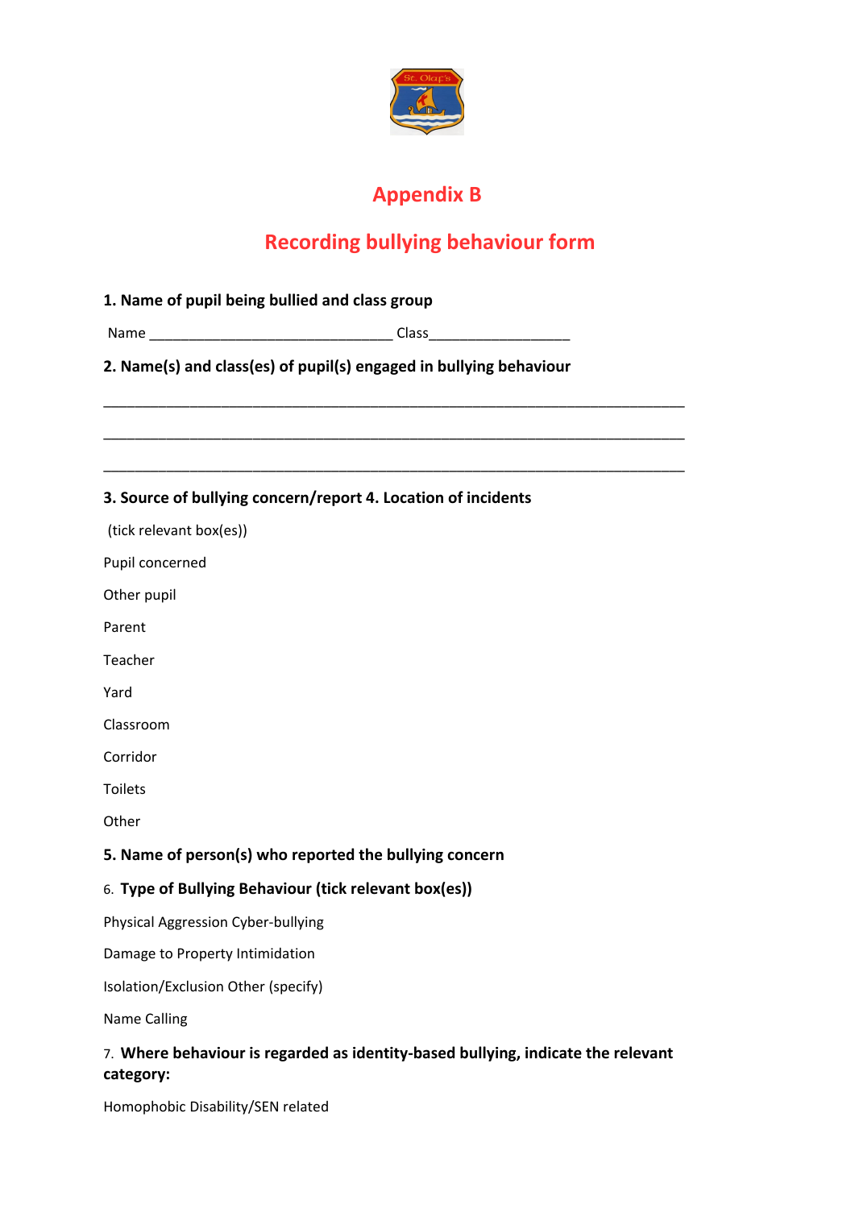## Appendix B

## Recording bullying behaviour form

**1. Name of pupil being bullied and class group**

Name ________________________________ Class__________________

**2. Name(s) and class(es) of pupil(s) engaged in bullying behaviour**

_____________________________________________________________________________

_____________________________________________________________________________

_____________________________________________________________________________

**3. Source of bullying concern/report 4. Location of incidents**

(tick relevant box(es))

Pupil concerned

Other pupil

Parent

Teacher

Yard

Classroom

Corridor

Toilets

Other

**5. Name of person(s) who reported the bullying concern**

6. **Type of Bullying Behaviour (tick relevant box(es))**

Physical Aggression Cyber-bullying

Damage to Property Intimidation

Isolation/Exclusion Other (specify)

Name Calling

7. **Where behaviour is regarded as identity-based bullying, indicate the relevant category:**

Homophobic Disability/SEN related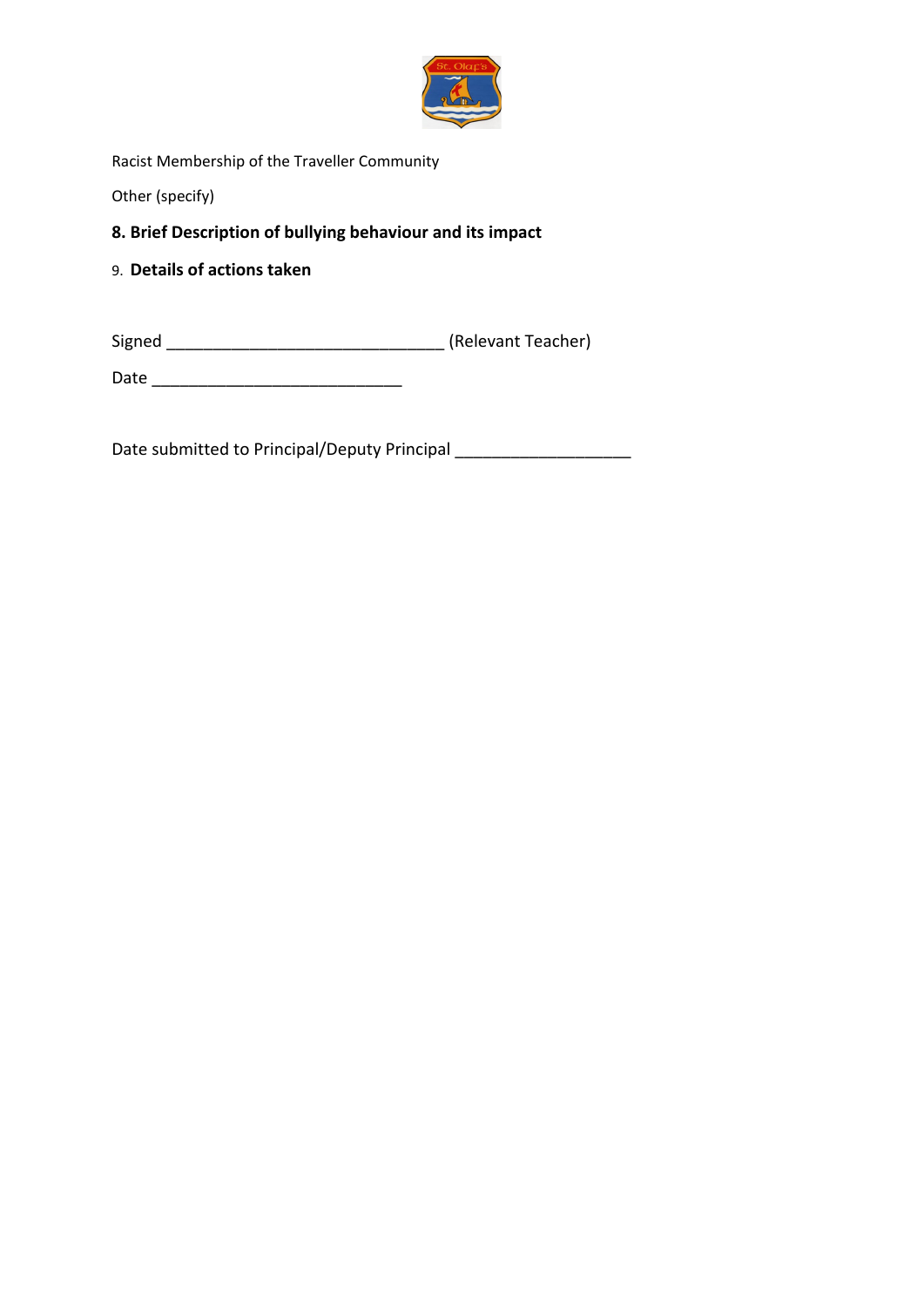Racist Membership of the Traveller Community

Other (specify)

**8. Brief Description of bullying behaviour and its impact**

9. **Details of actions taken**

Signed ______________________________ (Relevant Teacher)

Date ___________________________

Date submitted to Principal/Deputy Principal ___________________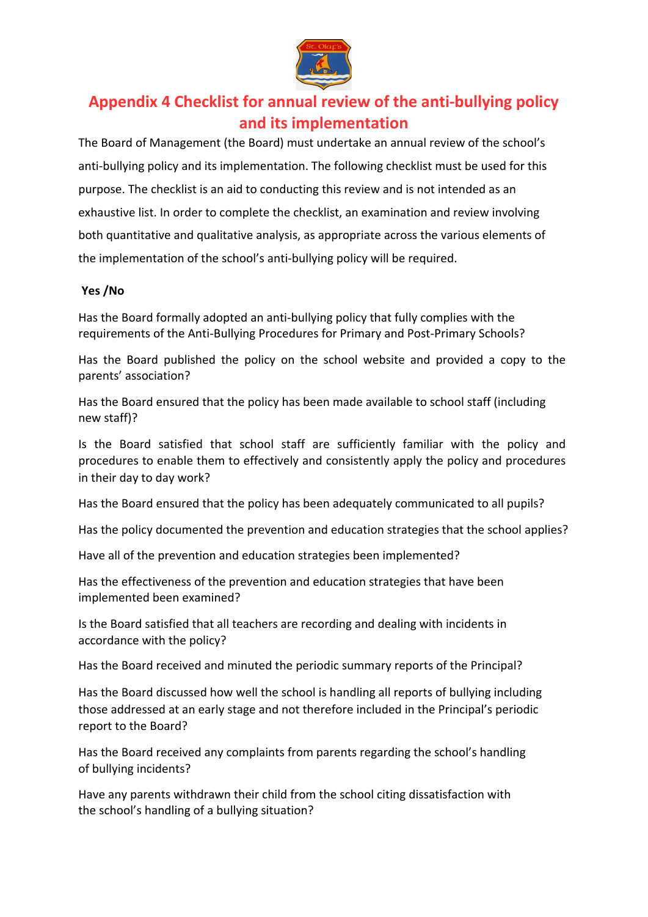# Appendix 4 Checklist for annual review of the anti-bullying policy and its implementation

The Board of Management (the Board) must undertake an annual review of the school's anti-bullying policy and its implementation. The following checklist must be used for this purpose. The checklist is an aid to conducting this review and is not intended as an exhaustive list. In order to complete the checklist, an examination and review involving both quantitative and qualitative analysis, as appropriate across the various elements of the implementation of the school's anti-bullying policy will be required.

**Yes /No**

Has the Board formally adopted an anti-bullying policy that fully complies with the requirements of the Anti-Bullying Procedures for Primary and Post-Primary Schools?

Has the Board published the policy on the school website and provided a copy to the parents' association?

Has the Board ensured that the policy has been made available to school staff (including new staff)?

Is the Board satisfied that school staff are sufficiently familiar with the policy and procedures to enable them to effectively and consistently apply the policy and procedures in their day to day work?

Has the Board ensured that the policy has been adequately communicated to all pupils?

Has the policy documented the prevention and education strategies that the school applies?

Have all of the prevention and education strategies been implemented?

Has the effectiveness of the prevention and education strategies that have been implemented been examined?

Is the Board satisfied that all teachers are recording and dealing with incidents in accordance with the policy?

Has the Board received and minuted the periodic summary reports of the Principal?

Has the Board discussed how well the school is handling all reports of bullying including those addressed at an early stage and not therefore included in the Principal's periodic report to the Board?

Has the Board received any complaints from parents regarding the school's handling of bullying incidents?

Have any parents withdrawn their child from the school citing dissatisfaction with the school's handling of a bullying situation?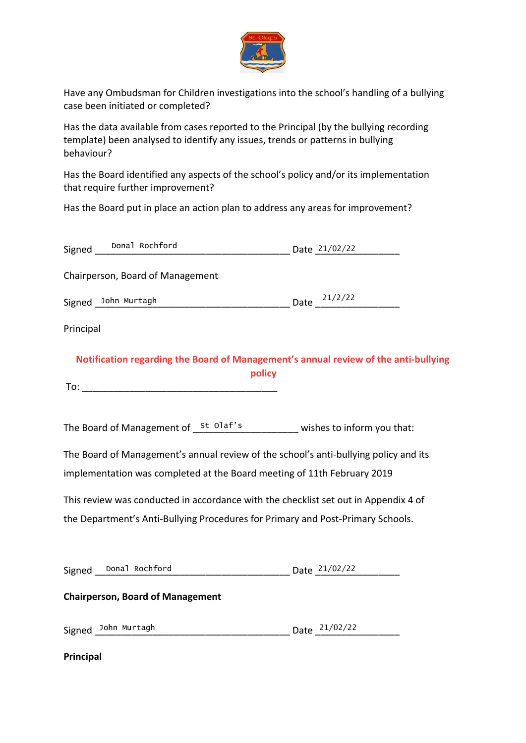Have any Ombudsman for Children investigations into the school's handling of a bullying case been initiated or completed?

Has the data available from cases reported to the Principal (by the bullying recording template) been analysed to identify any issues, trends or patterns in bullying behaviour?

Has the Board identified any aspects of the school's policy and/or its implementation that require further improvement?

Has the Board put in place an action plan to address any areas for improvement?

Signed Donal Rochford Date 21/02/22

Chairperson, Board of Management

Signed John Murtagh Date 21/2/22

Principal

**Notification regarding the Board of Management's annual review of the anti-bullying policy**

To: ____________________________________

The Board of Management of St Olaf's wishes to inform you that:

The Board of Management's annual review of the school's anti-bullying policy and its implementation was completed at the Board meeting of 11th February 2019

This review was conducted in accordance with the checklist set out in Appendix 4 of the Department's Anti-Bullying Procedures for Primary and Post-Primary Schools.

Signed Donal Rochford Date 21/02/22

**Chairperson, Board of Management**

Signed John Murtagh Date 21/02/22

**Principal**